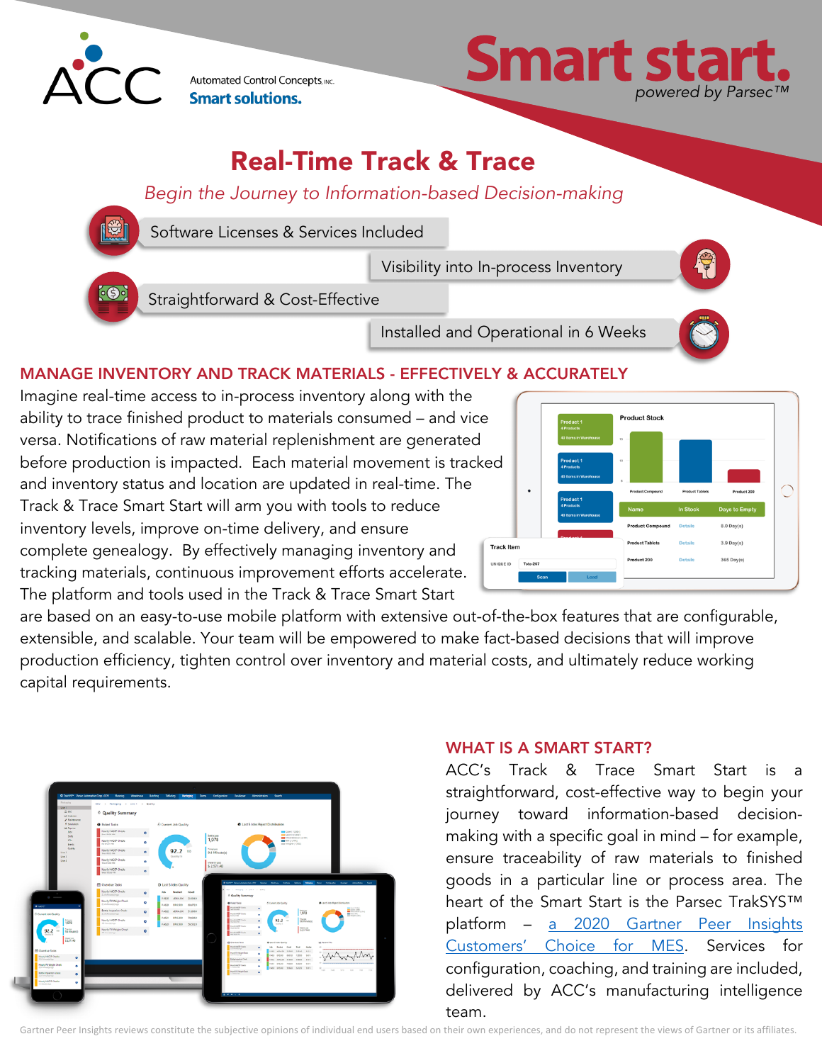ACC Automated Control Concepts, Inc.
**Smart solutions.**

# Smart start.
*powered by Parsec™*

## Real-Time Track & Trace

*Begin the Journey to Information-based Decision-making*

- Software Licenses & Services Included
- Visibility into In-process Inventory
- Straightforward & Cost-Effective
- Installed and Operational in 6 Weeks

### MANAGE INVENTORY AND TRACK MATERIALS - EFFECTIVELY & ACCURATELY

Imagine real-time access to in-process inventory along with the ability to trace finished product to materials consumed – and vice versa. Notifications of raw material replenishment are generated before production is impacted. Each material movement is tracked and inventory status and location are updated in real-time. The Track & Trace Smart Start will arm you with tools to reduce inventory levels, improve on-time delivery, and ensure complete genealogy. By effectively managing inventory and tracking materials, continuous improvement efforts accelerate. The platform and tools used in the Track & Trace Smart Start are based on an easy-to-use mobile platform with extensive out-of-the-box features that are configurable, extensible, and scalable. Your team will be empowered to make fact-based decisions that will improve production efficiency, tighten control over inventory and material costs, and ultimately reduce working capital requirements.

### WHAT IS A SMART START?

ACC's Track & Trace Smart Start is a straightforward, cost-effective way to begin your journey toward information-based decision-making with a specific goal in mind – for example, ensure traceability of raw materials to finished goods in a particular line or process area. The heart of the Smart Start is the Parsec TrakSYS™ platform – a 2020 Gartner Peer Insights Customers' Choice for MES. Services for configuration, coaching, and training are included, delivered by ACC's manufacturing intelligence team.

Gartner Peer Insights reviews constitute the subjective opinions of individual end users based on their own experiences, and do not represent the views of Gartner or its affiliates.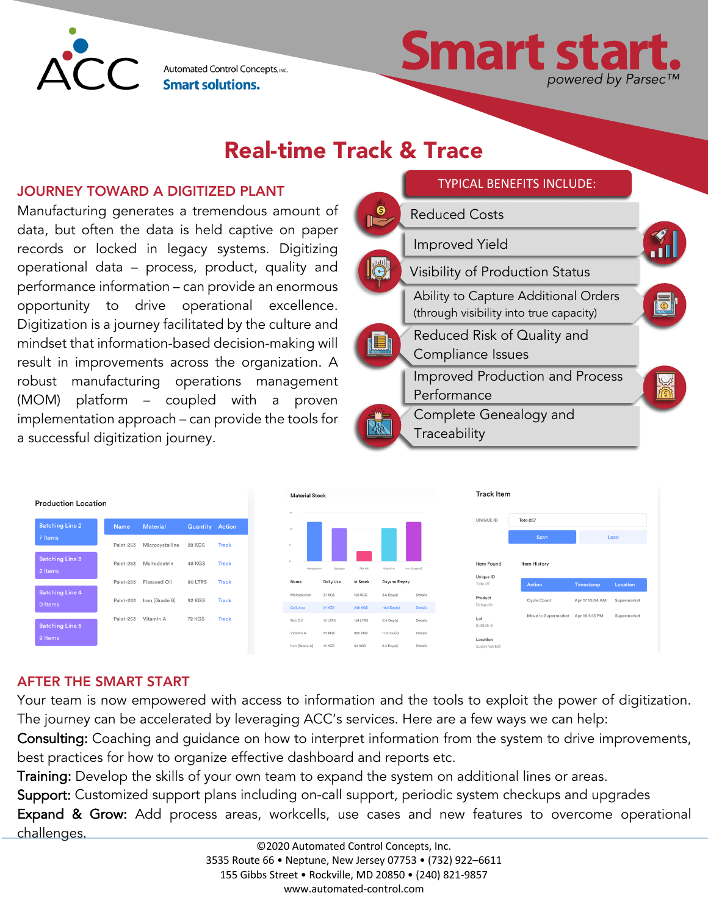ACC Automated Control Concepts, INC. **Smart solutions.**

**Smart start.** *powered by Parsec™*

# Real-time Track & Trace

## JOURNEY TOWARD A DIGITIZED PLANT

Manufacturing generates a tremendous amount of data, but often the data is held captive on paper records or locked in legacy systems. Digitizing operational data – process, product, quality and performance information – can provide an enormous opportunity to drive operational excellence. Digitization is a journey facilitated by the culture and mindset that information-based decision-making will result in improvements across the organization. A robust manufacturing operations management (MOM) platform – coupled with a proven implementation approach – can provide the tools for a successful digitization journey.

### TYPICAL BENEFITS INCLUDE:

- Reduced Costs
- Improved Yield
- Visibility of Production Status
- Ability to Capture Additional Orders (through visibility into true capacity)
- Reduced Risk of Quality and Compliance Issues
- Improved Production and Process Performance
- Complete Genealogy and Traceability

Production Location

Batching Line 2
7 Items

Batching Line 3
2 Items

Batching Line 4
0 Items

Batching Line 5
9 Items

| Name | Material | Quantity | Action |
| --- | --- | --- | --- |
| Palet-253 | Microcrystalline | 28 KGS | Track |
| Palet-253 | Maltodextrin | 48 KGS | Track |
| Palet-253 | Flaxseed Oil | 80 LTRS | Track |
| Palet-253 | Iron [Grade B] | 92 KGS | Track |
| Palet-253 | Vitamin A | 72 KGS | Track |

Material Stock

| Name | Daily Use | In Stock | Days to Empty | |
| --- | --- | --- | --- | --- |
| Maltodextrin | 37 KGS | 128 KGS | 3.6 Day(s) | Details |
| Cellulose | 21 KGS | 208 KGS | 10.0 Day(s) | Details |
| Fish Oil | 18 LTRS | 124 LTRS | 6.9 Day(s) | Details |
| Vitamin A | 73 KGS | 826 KGS | 11.3 Day(s) | Details |
| Iron [Grade A] | 13 KGS | 30 KGS | 2.3 Day(s) | Details |

Track Item

UNIQUE ID: Tote-267

Scan Load

Item Found

Unique ID: Tote 27

Product: Crispolin

Lot: 8.4625-E

Location: Supermarket

Item History

| Action | Timestamp | Location |
| --- | --- | --- |
| Cycle Count | Apr 17 10:04 AM | Supermarket |
| Move to Supermarket | Apr 16 5:13 PM | Supermarket |

## AFTER THE SMART START

Your team is now empowered with access to information and the tools to exploit the power of digitization. The journey can be accelerated by leveraging ACC's services. Here are a few ways we can help:

**Consulting:** Coaching and guidance on how to interpret information from the system to drive improvements, best practices for how to organize effective dashboard and reports etc.

**Training:** Develop the skills of your own team to expand the system on additional lines or areas.

**Support:** Customized support plans including on-call support, periodic system checkups and upgrades

**Expand & Grow:** Add process areas, workcells, use cases and new features to overcome operational challenges.

©2020 Automated Control Concepts, Inc.
3535 Route 66 • Neptune, New Jersey 07753 • (732) 922–6611
155 Gibbs Street • Rockville, MD 20850 • (240) 821-9857
www.automated-control.com